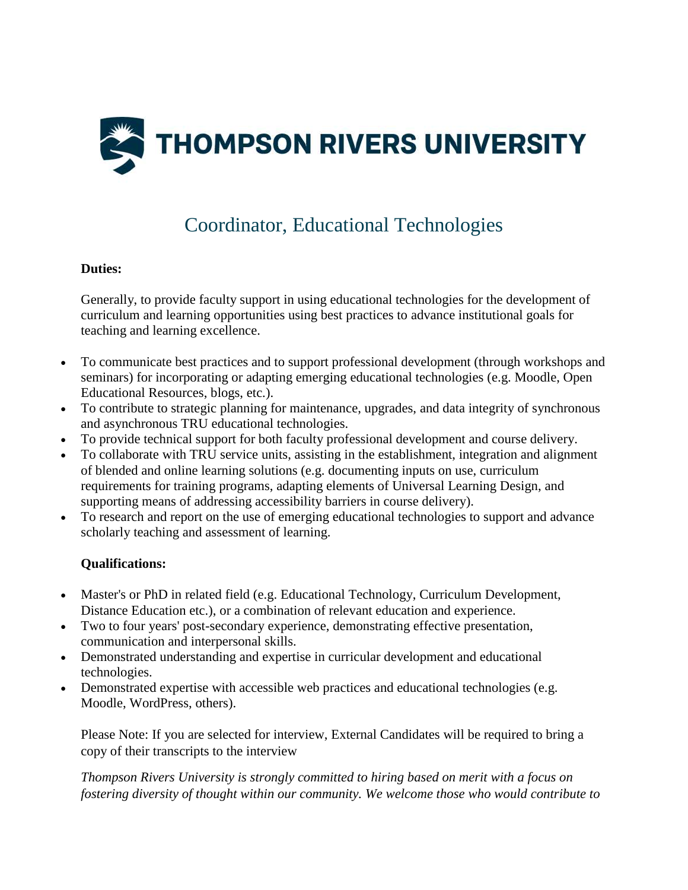# THOMPSON RIVERS UNIVERSITY

## Coordinator, Educational Technologies

**Duties:**

Generally, to provide faculty support in using educational technologies for the development of curriculum and learning opportunities using best practices to advance institutional goals for teaching and learning excellence.

- To communicate best practices and to support professional development (through workshops and seminars) for incorporating or adapting emerging educational technologies (e.g. Moodle, Open Educational Resources, blogs, etc.).
- To contribute to strategic planning for maintenance, upgrades, and data integrity of synchronous and asynchronous TRU educational technologies.
- To provide technical support for both faculty professional development and course delivery.
- To collaborate with TRU service units, assisting in the establishment, integration and alignment of blended and online learning solutions (e.g. documenting inputs on use, curriculum requirements for training programs, adapting elements of Universal Learning Design, and supporting means of addressing accessibility barriers in course delivery).
- To research and report on the use of emerging educational technologies to support and advance scholarly teaching and assessment of learning.

**Qualifications:**

- Master's or PhD in related field (e.g. Educational Technology, Curriculum Development, Distance Education etc.), or a combination of relevant education and experience.
- Two to four years' post-secondary experience, demonstrating effective presentation, communication and interpersonal skills.
- Demonstrated understanding and expertise in curricular development and educational technologies.
- Demonstrated expertise with accessible web practices and educational technologies (e.g. Moodle, WordPress, others).

Please Note: If you are selected for interview, External Candidates will be required to bring a copy of their transcripts to the interview

*Thompson Rivers University is strongly committed to hiring based on merit with a focus on fostering diversity of thought within our community. We welcome those who would contribute to*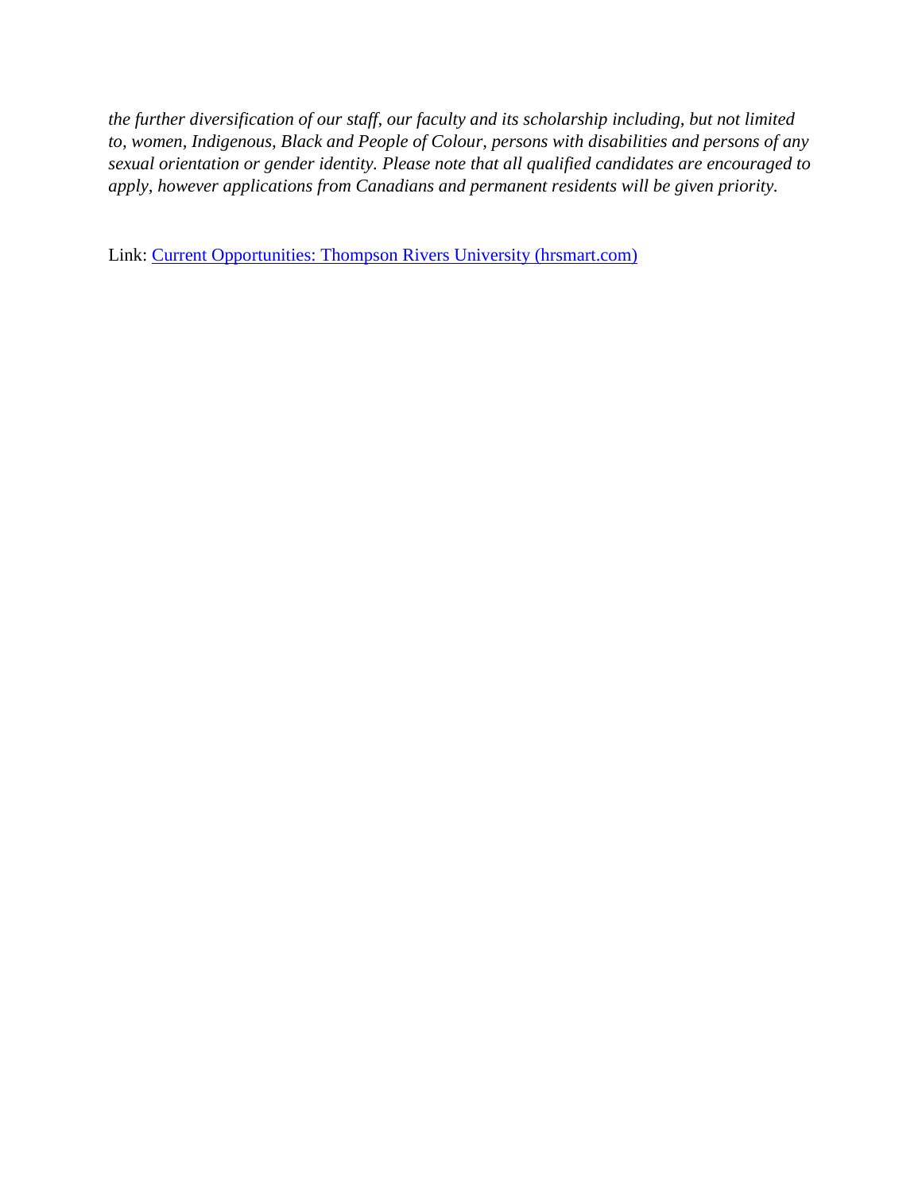*the further diversification of our staff, our faculty and its scholarship including, but not limited to, women, Indigenous, Black and People of Colour, persons with disabilities and persons of any sexual orientation or gender identity. Please note that all qualified candidates are encouraged to apply, however applications from Canadians and permanent residents will be given priority.*

Link: Current Opportunities: Thompson Rivers University (hrsmart.com)